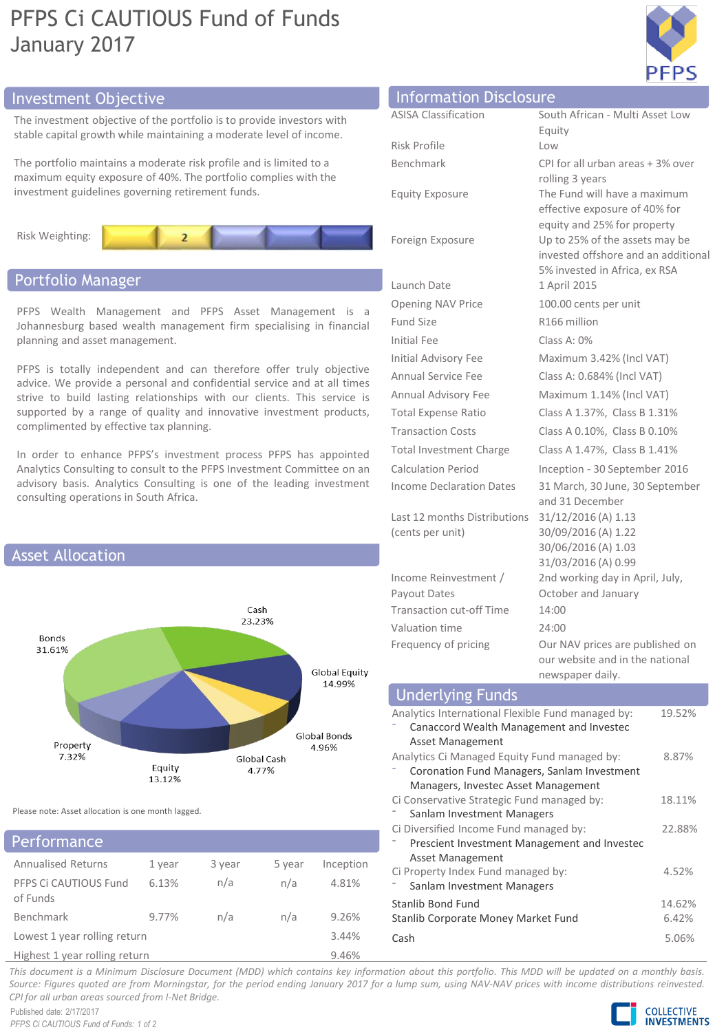# PFPS Ci CAUTIOUS Fund of Funds
## January 2017

## Investment Objective

The investment objective of the portfolio is to provide investors with stable capital growth while maintaining a moderate level of income.

The portfolio maintains a moderate risk profile and is limited to a maximum equity exposure of 40%. The portfolio complies with the investment guidelines governing retirement funds.

Risk Weighting: 2

## Portfolio Manager

PFPS Wealth Management and PFPS Asset Management is a Johannesburg based wealth management firm specialising in financial planning and asset management.

PFPS is totally independent and can therefore offer truly objective advice. We provide a personal and confidential service and at all times strive to build lasting relationships with our clients. This service is supported by a range of quality and innovative investment products, complimented by effective tax planning.

In order to enhance PFPS's investment process PFPS has appointed Analytics Consulting to consult to the PFPS Investment Committee on an advisory basis. Analytics Consulting is one of the leading investment consulting operations in South Africa.

## Asset Allocation

| Asset | Allocation |
|---|---|
| Cash | 23.23% |
| Global Equity | 14.99% |
| Global Bonds | 4.96% |
| Global Cash | 4.77% |
| Equity | 13.12% |
| Property | 7.32% |
| Bonds | 31.61% |

Please note: Asset allocation is one month lagged.

## Performance

| Annualised Returns | 1 year | 3 year | 5 year | Inception |
|---|---|---|---|---|
| PFPS Ci CAUTIOUS Fund of Funds | 6.13% | n/a | n/a | 4.81% |
| Benchmark | 9.77% | n/a | n/a | 9.26% |
| Lowest 1 year rolling return | | | | 3.44% |
| Highest 1 year rolling return | | | | 9.46% |

## Information Disclosure

| | |
|---|---|
| ASISA Classification | South African - Multi Asset Low Equity |
| Risk Profile | Low |
| Benchmark | CPI for all urban areas + 3% over rolling 3 years |
| Equity Exposure | The Fund will have a maximum effective exposure of 40% for equity and 25% for property |
| Foreign Exposure | Up to 25% of the assets may be invested offshore and an additional 5% invested in Africa, ex RSA |
| Launch Date | 1 April 2015 |
| Opening NAV Price | 100.00 cents per unit |
| Fund Size | R166 million |
| Initial Fee | Class A: 0% |
| Initial Advisory Fee | Maximum 3.42% (Incl VAT) |
| Annual Service Fee | Class A: 0.684% (Incl VAT) |
| Annual Advisory Fee | Maximum 1.14% (Incl VAT) |
| Total Expense Ratio | Class A 1.37%, Class B 1.31% |
| Transaction Costs | Class A 0.10%, Class B 0.10% |
| Total Investment Charge | Class A 1.47%, Class B 1.41% |
| Calculation Period | Inception - 30 September 2016 |
| Income Declaration Dates | 31 March, 30 June, 30 September and 31 December |
| Last 12 months Distributions (cents per unit) | 31/12/2016 (A) 1.13<br>30/09/2016 (A) 1.22<br>30/06/2016 (A) 1.03<br>31/03/2016 (A) 0.99 |
| Income Reinvestment / Payout Dates | 2nd working day in April, July, October and January |
| Transaction cut-off Time | 14:00 |
| Valuation time | 24:00 |
| Frequency of pricing | Our NAV prices are published on our website and in the national newspaper daily. |

## Underlying Funds

| Fund | Weight |
|---|---|
| Analytics International Flexible Fund managed by:<br>- Canaccord Wealth Management and Investec Asset Management | 19.52% |
| Analytics Ci Managed Equity Fund managed by:<br>- Coronation Fund Managers, Sanlam Investment Managers, Investec Asset Management | 8.87% |
| Ci Conservative Strategic Fund managed by:<br>- Sanlam Investment Managers | 18.11% |
| Ci Diversified Income Fund managed by:<br>- Prescient Investment Management and Investec Asset Management | 22.88% |
| Ci Property Index Fund managed by:<br>- Sanlam Investment Managers | 4.52% |
| Stanlib Bond Fund | 14.62% |
| Stanlib Corporate Money Market Fund | 6.42% |
| Cash | 5.06% |

*This document is a Minimum Disclosure Document (MDD) which contains key information about this portfolio. This MDD will be updated on a monthly basis. Source: Figures quoted are from Morningstar, for the period ending January 2017 for a lump sum, using NAV-NAV prices with income distributions reinvested. CPI for all urban areas sourced from I-Net Bridge.*

Published date: 2/17/2017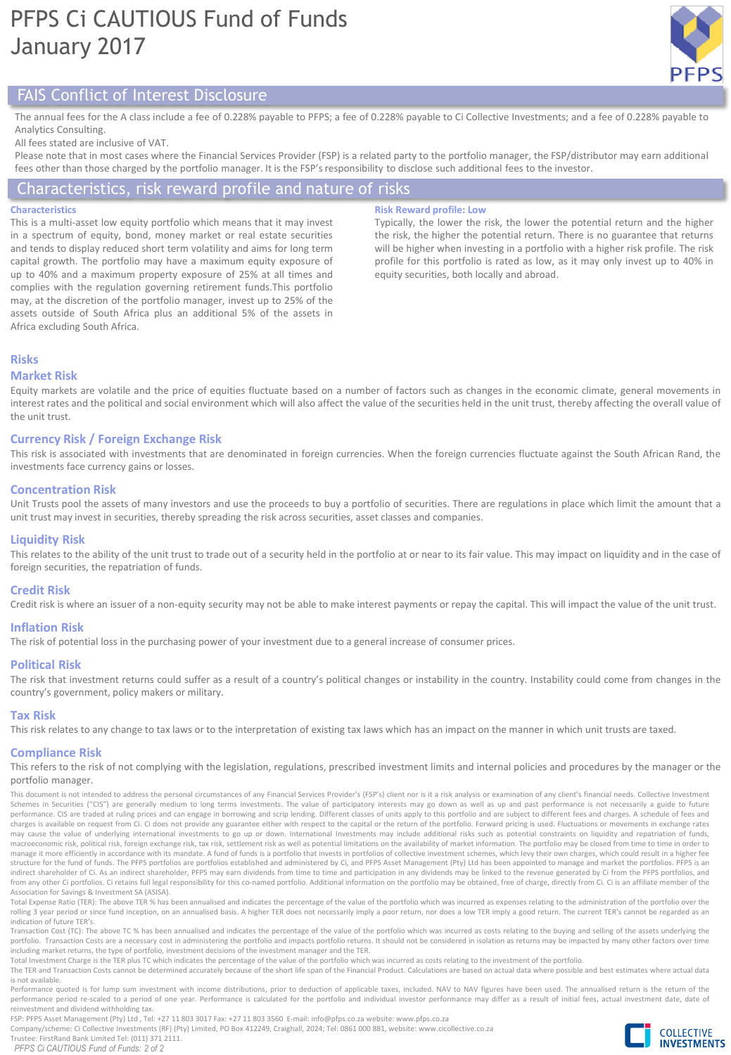# PFPS Ci CAUTIOUS Fund of Funds
January 2017

## FAIS Conflict of Interest Disclosure

The annual fees for the A class include a fee of 0.228% payable to PFPS; a fee of 0.228% payable to Ci Collective Investments; and a fee of 0.228% payable to Analytics Consulting.

All fees stated are inclusive of VAT.

Please note that in most cases where the Financial Services Provider (FSP) is a related party to the portfolio manager, the FSP/distributor may earn additional fees other than those charged by the portfolio manager. It is the FSP's responsibility to disclose such additional fees to the investor.

## Characteristics, risk reward profile and nature of risks

### Characteristics

This is a multi-asset low equity portfolio which means that it may invest in a spectrum of equity, bond, money market or real estate securities and tends to display reduced short term volatility and aims for long term capital growth. The portfolio may have a maximum equity exposure of up to 40% and a maximum property exposure of 25% at all times and complies with the regulation governing retirement funds.This portfolio may, at the discretion of the portfolio manager, invest up to 25% of the assets outside of South Africa plus an additional 5% of the assets in Africa excluding South Africa.

### Risk Reward profile: Low

Typically, the lower the risk, the lower the potential return and the higher the risk, the higher the potential return. There is no guarantee that returns will be higher when investing in a portfolio with a higher risk profile. The risk profile for this portfolio is rated as low, as it may only invest up to 40% in equity securities, both locally and abroad.

### Risks

### Market Risk

Equity markets are volatile and the price of equities fluctuate based on a number of factors such as changes in the economic climate, general movements in interest rates and the political and social environment which will also affect the value of the securities held in the unit trust, thereby affecting the overall value of the unit trust.

### Currency Risk / Foreign Exchange Risk

This risk is associated with investments that are denominated in foreign currencies. When the foreign currencies fluctuate against the South African Rand, the investments face currency gains or losses.

### Concentration Risk

Unit Trusts pool the assets of many investors and use the proceeds to buy a portfolio of securities. There are regulations in place which limit the amount that a unit trust may invest in securities, thereby spreading the risk across securities, asset classes and companies.

### Liquidity Risk

This relates to the ability of the unit trust to trade out of a security held in the portfolio at or near to its fair value. This may impact on liquidity and in the case of foreign securities, the repatriation of funds.

### Credit Risk

Credit risk is where an issuer of a non-equity security may not be able to make interest payments or repay the capital. This will impact the value of the unit trust.

### Inflation Risk

The risk of potential loss in the purchasing power of your investment due to a general increase of consumer prices.

### Political Risk

The risk that investment returns could suffer as a result of a country's political changes or instability in the country. Instability could come from changes in the country's government, policy makers or military.

### Tax Risk

This risk relates to any change to tax laws or to the interpretation of existing tax laws which has an impact on the manner in which unit trusts are taxed.

### Compliance Risk

This refers to the risk of not complying with the legislation, regulations, prescribed investment limits and internal policies and procedures by the manager or the portfolio manager.

This document is not intended to address the personal circumstances of any Financial Services Provider's (FSP's) client nor is it a risk analysis or examination of any client's financial needs. Collective Investment Schemes in Securities ("CIS") are generally medium to long terms investments. The value of participatory interests may go down as well as up and past performance is not necessarily a guide to future performance. CIS are traded at ruling prices and can engage in borrowing and scrip lending. Different classes of units apply to this portfolio and are subject to different fees and charges. A schedule of fees and charges is available on request from Ci. Ci does not provide any guarantee either with respect to the capital or the return of the portfolio. Forward pricing is used. Fluctuations or movements in exchange rates may cause the value of underlying international investments to go up or down. International Investments may include additional risks such as potential constraints on liquidity and repatriation of funds, macroeconomic risk, political risk, foreign exchange risk, tax risk, settlement risk as well as potential limitations on the availability of market information. The portfolio may be closed from time to time in order to manage it more efficiently in accordance with its mandate. A fund of funds is a portfolio that invests in portfolios of collective investment schemes, which levy their own charges, which could result in a higher fee structure for the fund of funds. The PFPS portfolios are portfolios established and administered by Ci, and PFPS Asset Management (Pty) Ltd has been appointed to manage and market the portfolios. PFPS is an indirect shareholder of Ci. As an indirect shareholder, PFPS may earn dividends from time to time and participation in any dividends may be linked to the revenue generated by Ci from the PFPS portfolios, and from any other Ci portfolios. Ci retains full legal responsibility for this co-named portfolio. Additional information on the portfolio may be obtained, free of charge, directly from Ci. Ci is an affiliate member of the Association for Savings & Investment SA (ASISA).

Total Expense Ratio (TER): The above TER % has been annualised and indicates the percentage of the value of the portfolio which was incurred as expenses relating to the administration of the portfolio over the rolling 3 year period or since fund inception, on an annualised basis. A higher TER does not necessarily imply a poor return, nor does a low TER imply a good return. The current TER's cannot be regarded as an indication of future TER's.

Transaction Cost (TC): The above TC % has been annualised and indicates the percentage of the value of the portfolio which was incurred as costs relating to the buying and selling of the assets underlying the portfolio. Transaction Costs are a necessary cost in administering the portfolio and impacts portfolio returns. It should not be considered in isolation as returns may be impacted by many other factors over time including market returns, the type of portfolio, investment decisions of the investment manager and the TER.

Total Investment Charge is the TER plus TC which indicates the percentage of the value of the portfolio which was incurred as costs relating to the investment of the portfolio.

The TER and Transaction Costs cannot be determined accurately because of the short life span of the Financial Product. Calculations are based on actual data where possible and best estimates where actual data is not available.

Performance quoted is for lump sum investment with income distributions, prior to deduction of applicable taxes, included. NAV to NAV figures have been used. The annualised return is the return of the performance period re-scaled to a period of one year. Performance is calculated for the portfolio and individual investor performance may differ as a result of initial fees, actual investment date, date of reinvestment and dividend withholding tax.

FSP: PFPS Asset Management (Pty) Ltd , Tel: +27 11 803 3017 Fax: +27 11 803 3560 E-mail: info@pfps.co.za website: www.pfps.co.za

Company/scheme: Ci Collective Investments (RF) (Pty) Limited, PO Box 412249, Craighall, 2024; Tel: 0861 000 881, website: www.cicollective.co.za

Trustee: FirstRand Bank Limited Tel: (011) 371 2111.